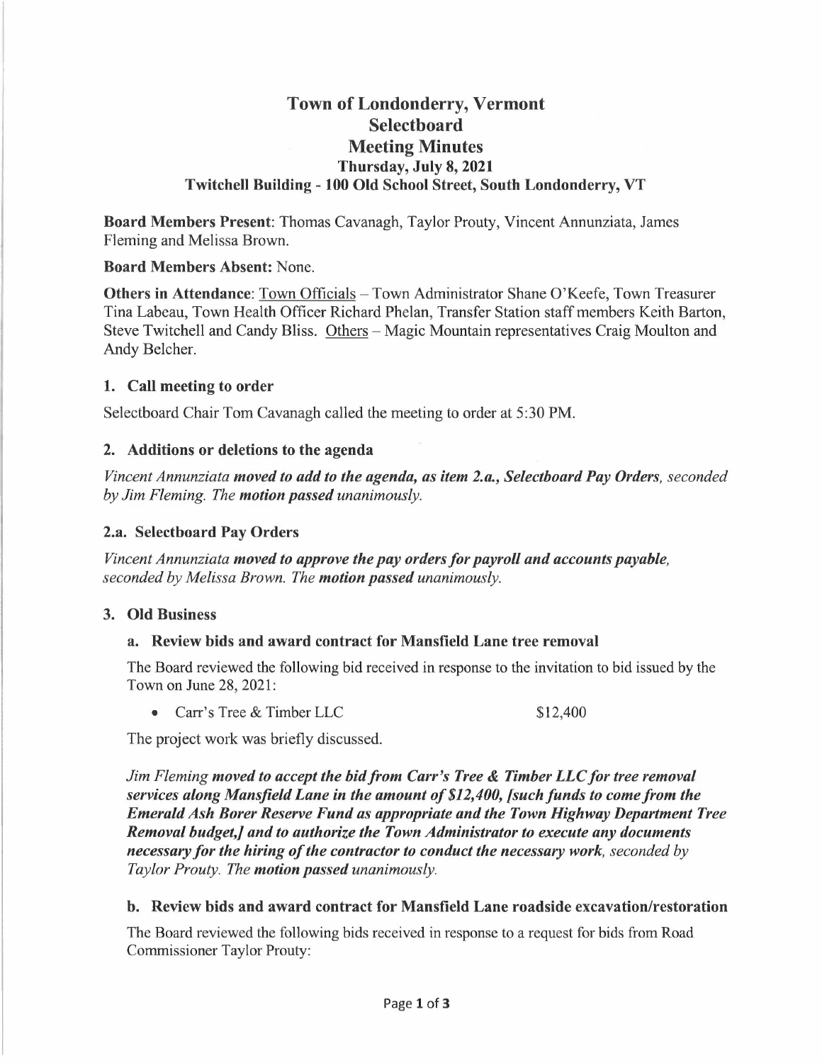# Town of Londonderry, Vermont
## Selectboard
## Meeting Minutes
### Thursday, July 8, 2021
### Twitchell Building - 100 Old School Street, South Londonderry, VT

**Board Members Present**: Thomas Cavanagh, Taylor Prouty, Vincent Annunziata, James Fleming and Melissa Brown.

**Board Members Absent:** None.

**Others in Attendance**: Town Officials – Town Administrator Shane O'Keefe, Town Treasurer Tina Labeau, Town Health Officer Richard Phelan, Transfer Station staff members Keith Barton, Steve Twitchell and Candy Bliss. Others – Magic Mountain representatives Craig Moulton and Andy Belcher.

### 1. Call meeting to order

Selectboard Chair Tom Cavanagh called the meeting to order at 5:30 PM.

### 2. Additions or deletions to the agenda

*Vincent Annunziata* ***moved to add to the agenda, as item 2.a., Selectboard Pay Orders****, seconded by Jim Fleming. The* ***motion passed*** *unanimously.*

### 2.a. Selectboard Pay Orders

*Vincent Annunziata* ***moved to approve the pay orders for payroll and accounts payable****, seconded by Melissa Brown. The* ***motion passed*** *unanimously.*

### 3. Old Business

#### a. Review bids and award contract for Mansfield Lane tree removal

The Board reviewed the following bid received in response to the invitation to bid issued by the Town on June 28, 2021:

- Carr's Tree & Timber LLC $12,400

The project work was briefly discussed.

*Jim Fleming* ***moved to accept the bid from Carr's Tree & Timber LLC for tree removal services along Mansfield Lane in the amount of $12,400, [such funds to come from the Emerald Ash Borer Reserve Fund as appropriate and the Town Highway Department Tree Removal budget,] and to authorize the Town Administrator to execute any documents necessary for the hiring of the contractor to conduct the necessary work****, seconded by Taylor Prouty. The* ***motion passed*** *unanimously.*

#### b. Review bids and award contract for Mansfield Lane roadside excavation/restoration

The Board reviewed the following bids received in response to a request for bids from Road Commissioner Taylor Prouty: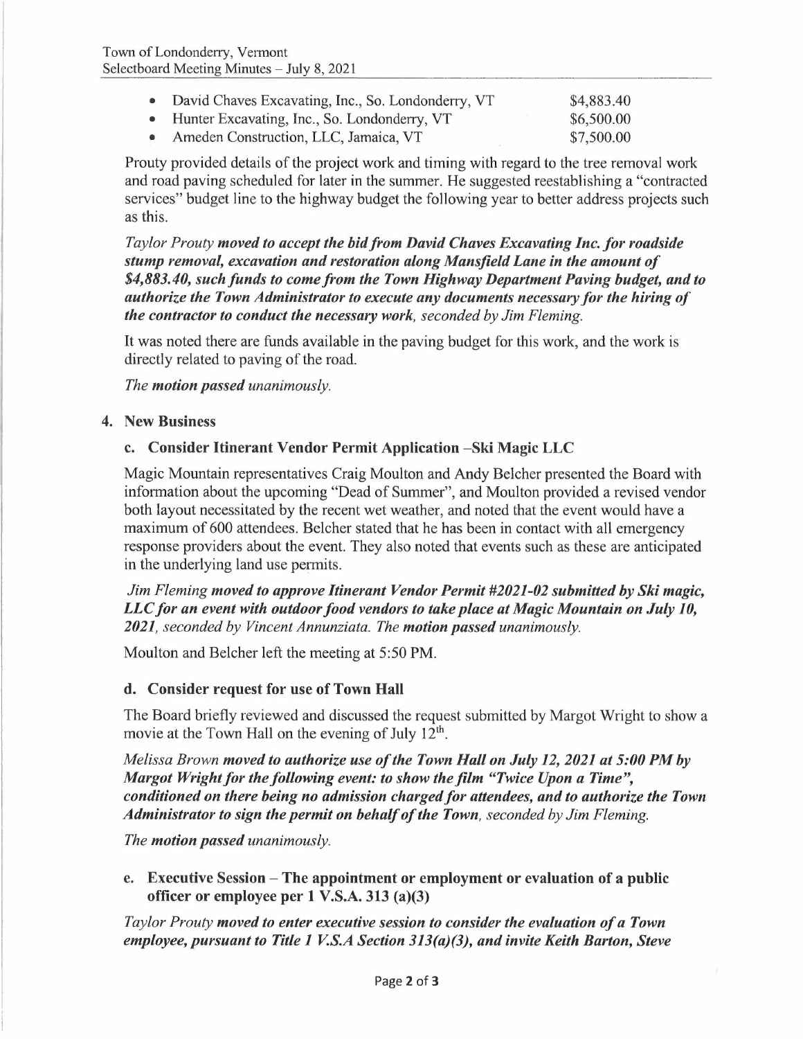- David Chaves Excavating, Inc., So. Londonderry, VT $4,883.40
- Hunter Excavating, Inc., So. Londonderry, VT $6,500.00
- Ameden Construction, LLC, Jamaica, VT $7,500.00

Prouty provided details of the project work and timing with regard to the tree removal work and road paving scheduled for later in the summer. He suggested reestablishing a "contracted services" budget line to the highway budget the following year to better address projects such as this.

*Taylor Prouty* ***moved to accept the bid from David Chaves Excavating Inc. for roadside stump removal, excavation and restoration along Mansfield Lane in the amount of $4,883.40, such funds to come from the Town Highway Department Paving budget, and to authorize the Town Administrator to execute any documents necessary for the hiring of the contractor to conduct the necessary work****, seconded by Jim Fleming.*

It was noted there are funds available in the paving budget for this work, and the work is directly related to paving of the road.

*The* ***motion passed*** *unanimously.*

**4. New Business**

**c. Consider Itinerant Vendor Permit Application –Ski Magic LLC**

Magic Mountain representatives Craig Moulton and Andy Belcher presented the Board with information about the upcoming "Dead of Summer", and Moulton provided a revised vendor both layout necessitated by the recent wet weather, and noted that the event would have a maximum of 600 attendees. Belcher stated that he has been in contact with all emergency response providers about the event. They also noted that events such as these are anticipated in the underlying land use permits.

*Jim Fleming* ***moved to approve Itinerant Vendor Permit #2021-02 submitted by Ski magic, LLC for an event with outdoor food vendors to take place at Magic Mountain on July 10, 2021****, seconded by Vincent Annunziata. The* ***motion passed*** *unanimously.*

Moulton and Belcher left the meeting at 5:50 PM.

**d. Consider request for use of Town Hall**

The Board briefly reviewed and discussed the request submitted by Margot Wright to show a movie at the Town Hall on the evening of July 12th.

*Melissa Brown* ***moved to authorize use of the Town Hall on July 12, 2021 at 5:00 PM by Margot Wright for the following event: to show the film "Twice Upon a Time", conditioned on there being no admission charged for attendees, and to authorize the Town Administrator to sign the permit on behalf of the Town****, seconded by Jim Fleming.*

*The* ***motion passed*** *unanimously.*

**e. Executive Session – The appointment or employment or evaluation of a public officer or employee per 1 V.S.A. 313 (a)(3)**

*Taylor Prouty* ***moved to enter executive session to consider the evaluation of a Town employee, pursuant to Title 1 V.S.A Section 313(a)(3), and invite Keith Barton, Steve***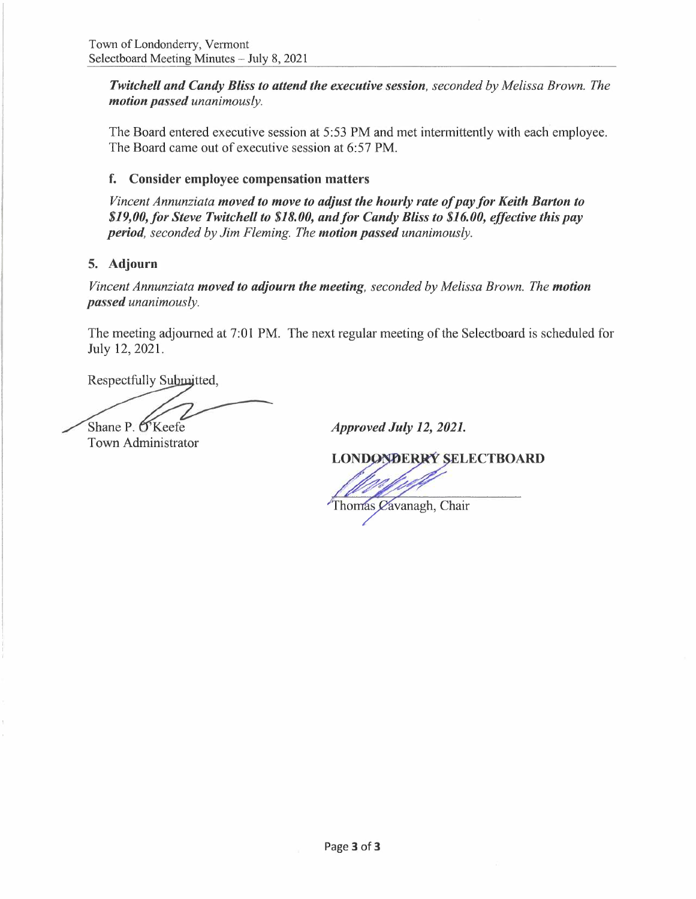*Twitchell and Candy Bliss to attend the executive session*, seconded by Melissa Brown. The *motion passed* unanimously.

The Board entered executive session at 5:53 PM and met intermittently with each employee. The Board came out of executive session at 6:57 PM.

### f. Consider employee compensation matters

*Vincent Annunziata* ***moved to move to adjust the hourly rate of pay for Keith Barton to $19,00, for Steve Twitchell to $18.00, and for Candy Bliss to $16.00, effective this pay period****, seconded by Jim Fleming. The* ***motion passed*** *unanimously.*

## 5. Adjourn

*Vincent Annunziata* ***moved to adjourn the meeting****, seconded by Melissa Brown. The* ***motion passed*** *unanimously.*

The meeting adjourned at 7:01 PM. The next regular meeting of the Selectboard is scheduled for July 12, 2021.

Respectfully Submitted,

Shane P. O'Keefe
Town Administrator

***Approved July 12, 2021.***

**LONDONDERRY SELECTBOARD**

Thomas Cavanagh, Chair